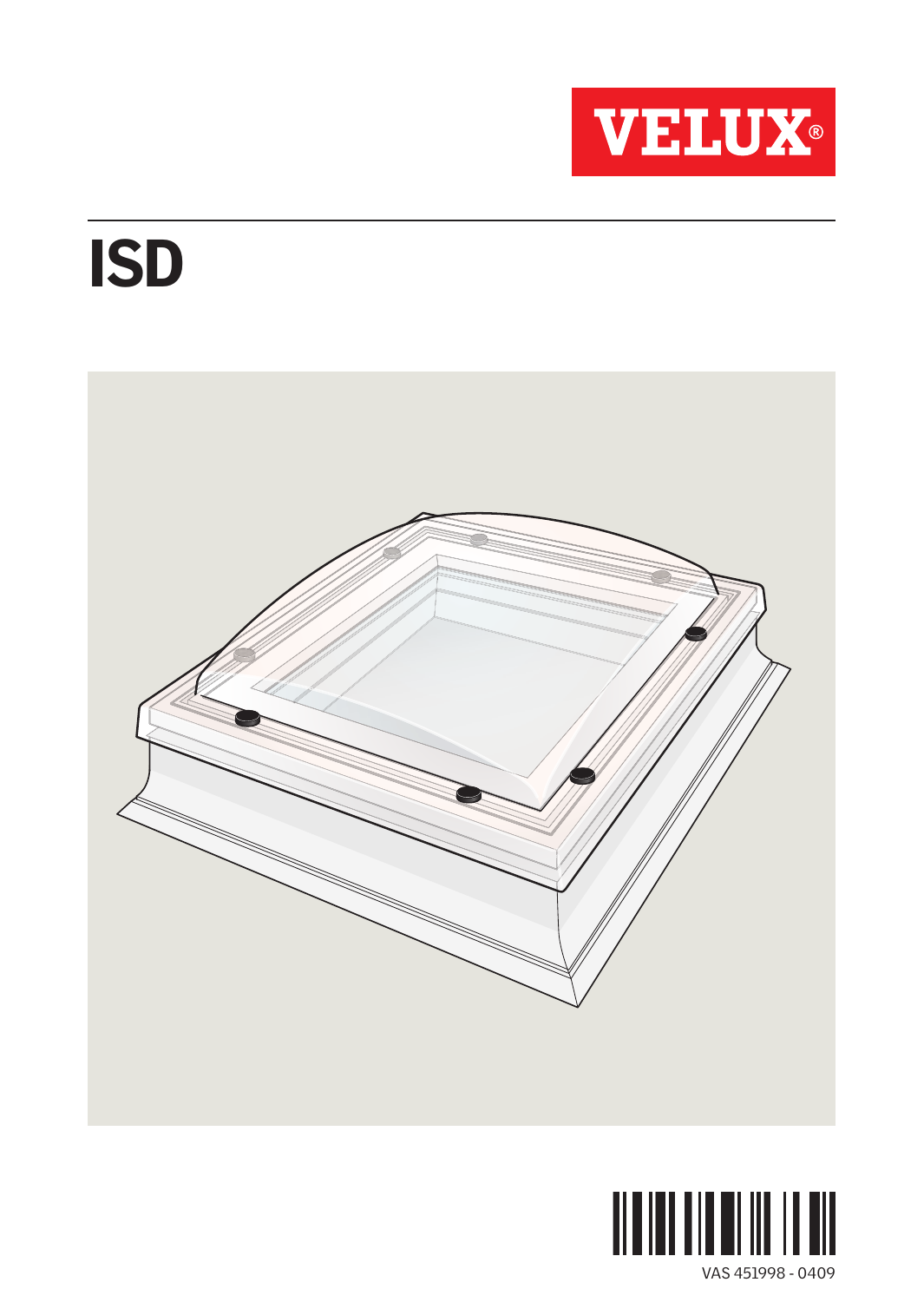VELUX®

# ISD

VAS 451998 - 0409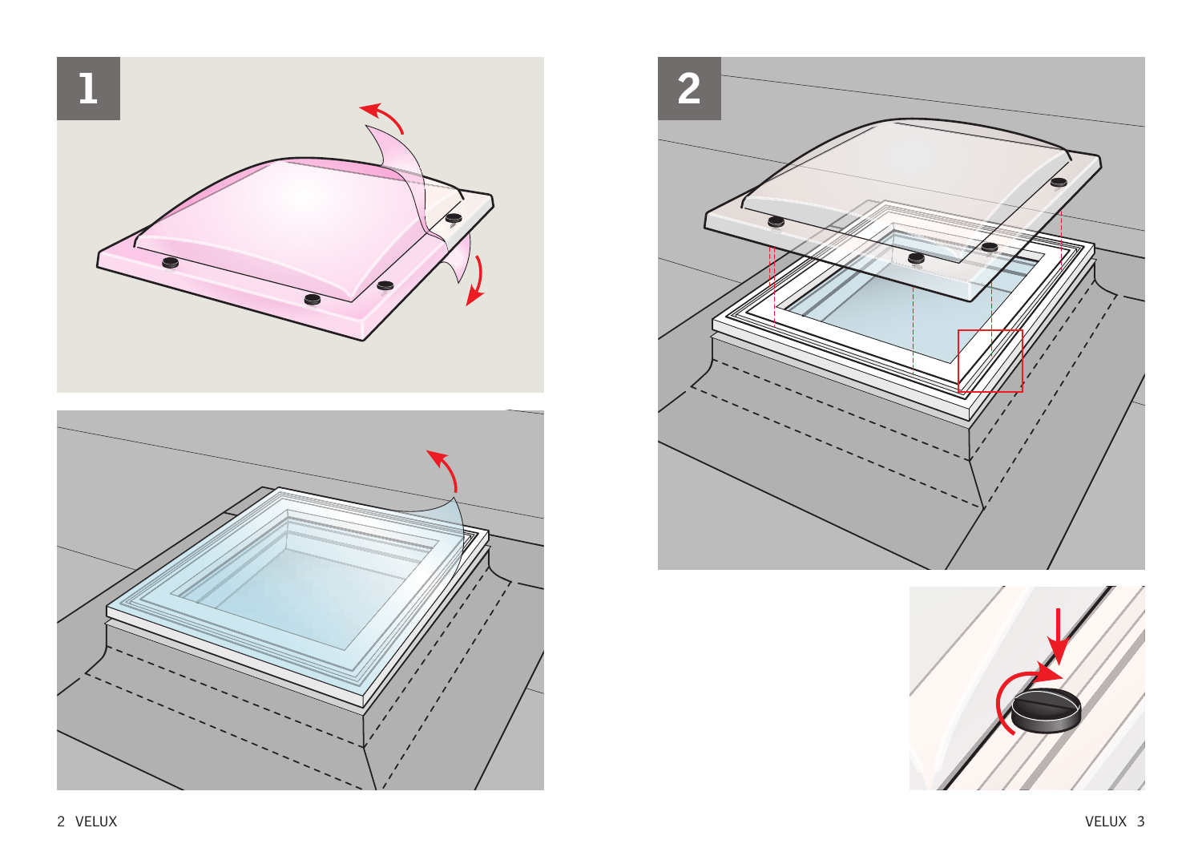## 1

## 2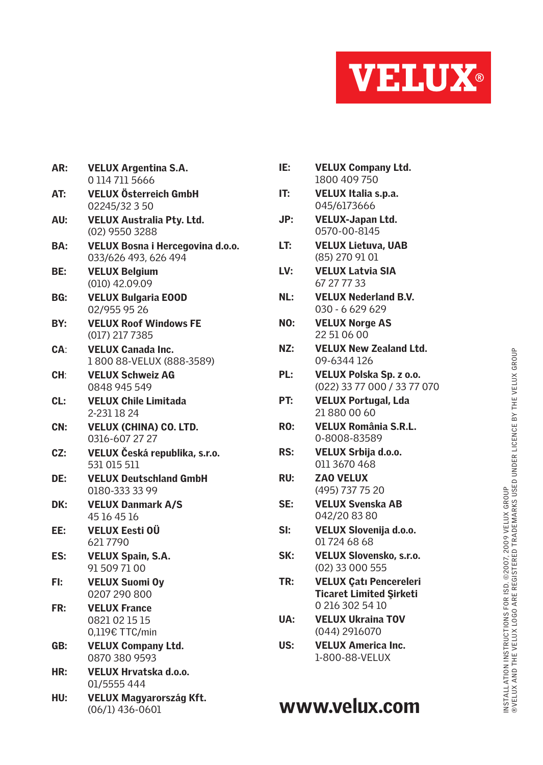VELUX®

**AR:** **VELUX Argentina S.A.**
0 114 711 5666

**AT:** **VELUX Österreich GmbH**
02245/32 3 50

**AU:** **VELUX Australia Pty. Ltd.**
(02) 9550 3288

**BA:** **VELUX Bosna i Hercegovina d.o.o.**
033/626 493, 626 494

**BE:** **VELUX Belgium**
(010) 42.09.09

**BG:** **VELUX Bulgaria EOOD**
02/955 95 26

**BY:** **VELUX Roof Windows FE**
(017) 217 7385

**CA:** **VELUX Canada Inc.**
1 800 88-VELUX (888-3589)

**CH:** **VELUX Schweiz AG**
0848 945 549

**CL:** **VELUX Chile Limitada**
2-231 18 24

**CN:** **VELUX (CHINA) CO. LTD.**
0316-607 27 27

**CZ:** **VELUX Česká republika, s.r.o.**
531 015 511

**DE:** **VELUX Deutschland GmbH**
0180-333 33 99

**DK:** **VELUX Danmark A/S**
45 16 45 16

**EE:** **VELUX Eesti OÜ**
621 7790

**ES:** **VELUX Spain, S.A.**
91 509 71 00

**FI:** **VELUX Suomi Oy**
0207 290 800

**FR:** **VELUX France**
0821 02 15 15
0,119€ TTC/min

**GB:** **VELUX Company Ltd.**
0870 380 9593

**HR:** **VELUX Hrvatska d.o.o.**
01/5555 444

**HU:** **VELUX Magyarország Kft.**
(06/1) 436-0601

**IE:** **VELUX Company Ltd.**
1800 409 750

**IT:** **VELUX Italia s.p.a.**
045/6173666

**JP:** **VELUX-Japan Ltd.**
0570-00-8145

**LT:** **VELUX Lietuva, UAB**
(85) 270 91 01

**LV:** **VELUX Latvia SIA**
67 27 77 33

**NL:** **VELUX Nederland B.V.**
030 - 6 629 629

**NO:** **VELUX Norge AS**
22 51 06 00

**NZ:** **VELUX New Zealand Ltd.**
09-6344 126

**PL:** **VELUX Polska Sp. z o.o.**
(022) 33 77 000 / 33 77 070

**PT:** **VELUX Portugal, Lda**
21 880 00 60

**RO:** **VELUX România S.R.L.**
0-8008-83589

**RS:** **VELUX Srbija d.o.o.**
011 3670 468

**RU:** **ZAO VELUX**
(495) 737 75 20

**SE:** **VELUX Svenska AB**
042/20 83 80

**SI:** **VELUX Slovenija d.o.o.**
01 724 68 68

**SK:** **VELUX Slovensko, s.r.o.**
(02) 33 000 555

**TR:** **VELUX Çatı Pencereleri Ticaret Limited Şirketi**
0 216 302 54 10

**UA:** **VELUX Ukraina TOV**
(044) 2916070

**US:** **VELUX America Inc.**
1-800-88-VELUX

**www.velux.com**

INSTALLATION INSTRUCTIONS FOR ISD. ©2007, 2009 VELUX GROUP
®VELUX AND THE VELUX LOGO ARE REGISTERED TRADEMARKS USED UNDER LICENCE BY THE VELUX GROUP